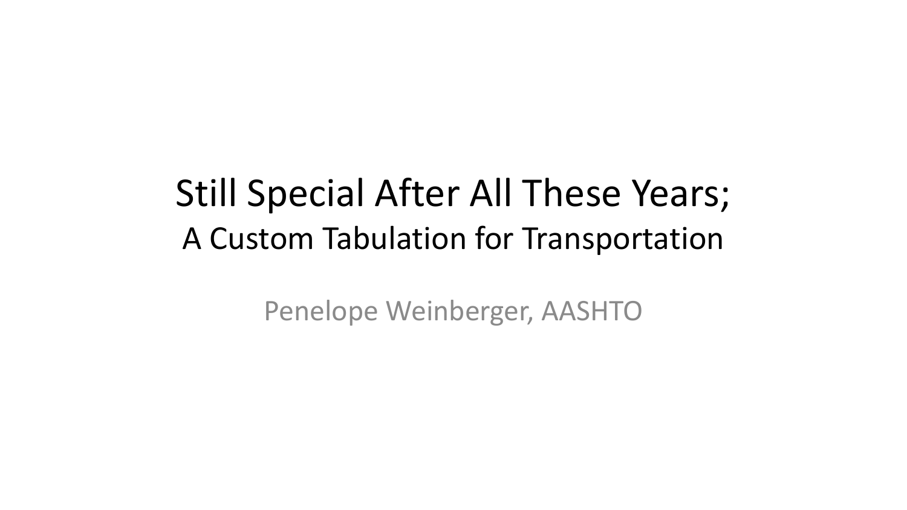# Still Special After All These Years;

## A Custom Tabulation for Transportation

Penelope Weinberger, AASHTO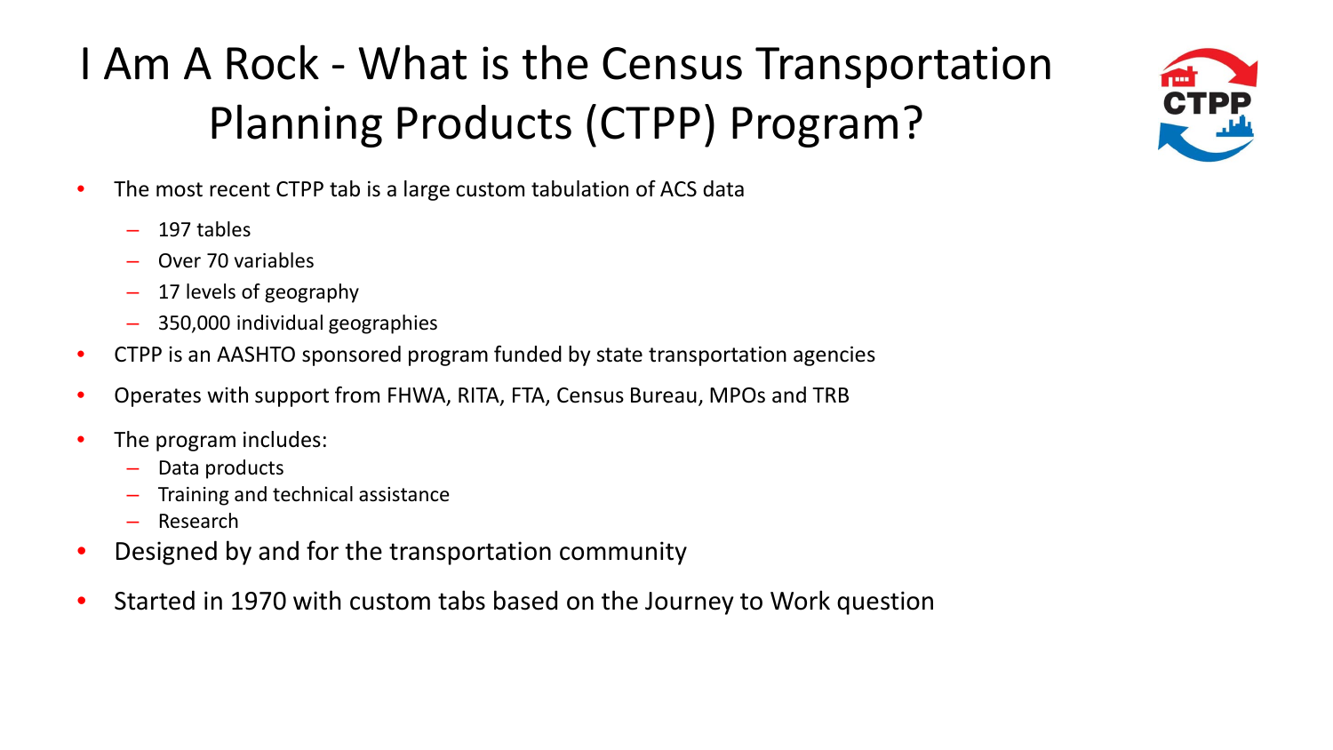# I Am A Rock - What is the Census Transportation Planning Products (CTPP) Program?

- The most recent CTPP tab is a large custom tabulation of ACS data
  - 197 tables
  - Over 70 variables
  - 17 levels of geography
  - 350,000 individual geographies
- CTPP is an AASHTO sponsored program funded by state transportation agencies
- Operates with support from FHWA, RITA, FTA, Census Bureau, MPOs and TRB
- The program includes:
  - Data products
  - Training and technical assistance
  - Research
- Designed by and for the transportation community
- Started in 1970 with custom tabs based on the Journey to Work question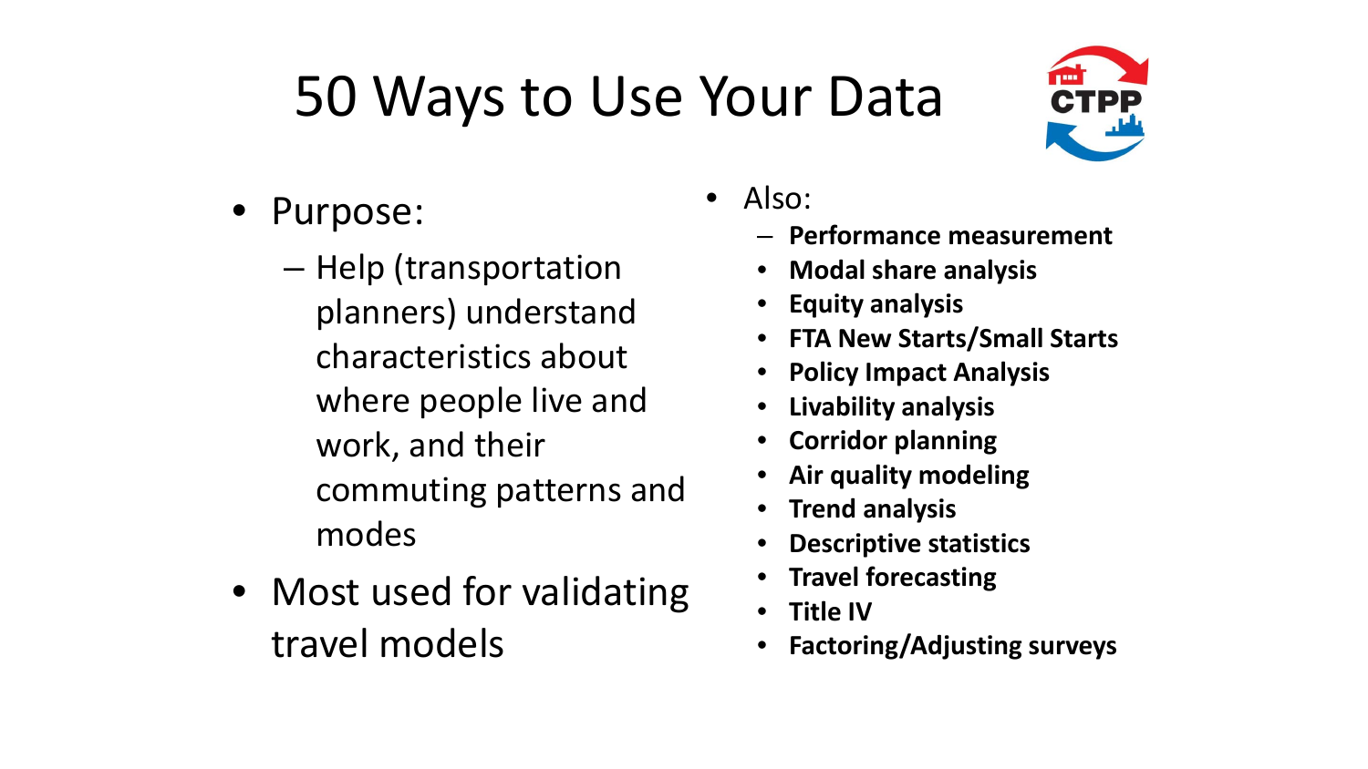# 50 Ways to Use Your Data

- Purpose:
  - Help (transportation planners) understand characteristics about where people live and work, and their commuting patterns and modes
- Most used for validating travel models

- Also:
  - **Performance measurement**
  - **Modal share analysis**
  - **Equity analysis**
  - **FTA New Starts/Small Starts**
  - **Policy Impact Analysis**
  - **Livability analysis**
  - **Corridor planning**
  - **Air quality modeling**
  - **Trend analysis**
  - **Descriptive statistics**
  - **Travel forecasting**
  - **Title IV**
  - **Factoring/Adjusting surveys**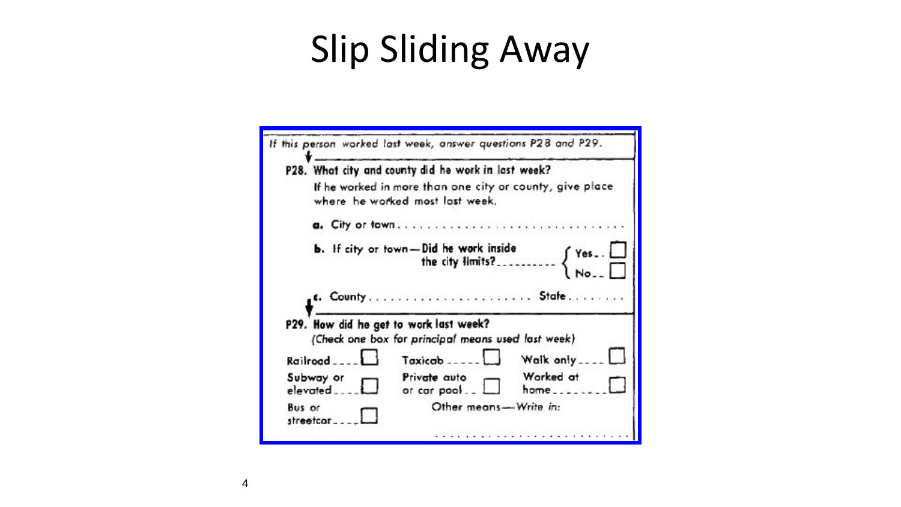# Slip Sliding Away

If this person worked last week, answer questions P28 and P29.

**P28. What city and county did he work in last week?**

If he worked in more than one city or county, give place where he worked most last week.

**a.** City or town . . . . . . . . . . . . . . . . . . . . . . . . . . . . . .

**b.** If city or town — **Did he work inside the city limits?** . . . . . . . . . . Yes . . ☐ No . . ☐

**c.** County . . . . . . . . . . . . . . . . . . . . . . State . . . . . . . .

**P29. How did he get to work last week?**
*(Check one box for principal means used last week)*

| | | |
|---|---|---|
| Railroad . . . . ☐ | Taxicab . . . . . ☐ | Walk only . . . . ☐ |
| Subway or elevated . . . . ☐ | Private auto or car pool . . ☐ | Worked at home . . . . . . . ☐ |
| Bus or streetcar . . . . ☐ | Other means — *Write in:* . . . . . . . . . . . . . . . . . . . . . . . . | |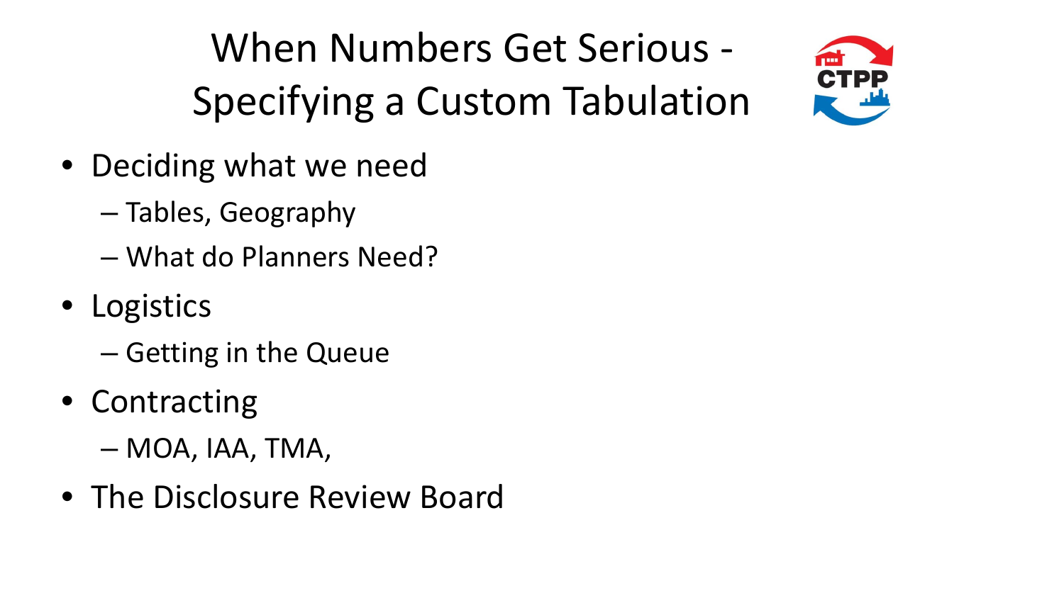# When Numbers Get Serious - Specifying a Custom Tabulation

- Deciding what we need
  - Tables, Geography
  - What do Planners Need?
- Logistics
  - Getting in the Queue
- Contracting
  - MOA, IAA, TMA,
- The Disclosure Review Board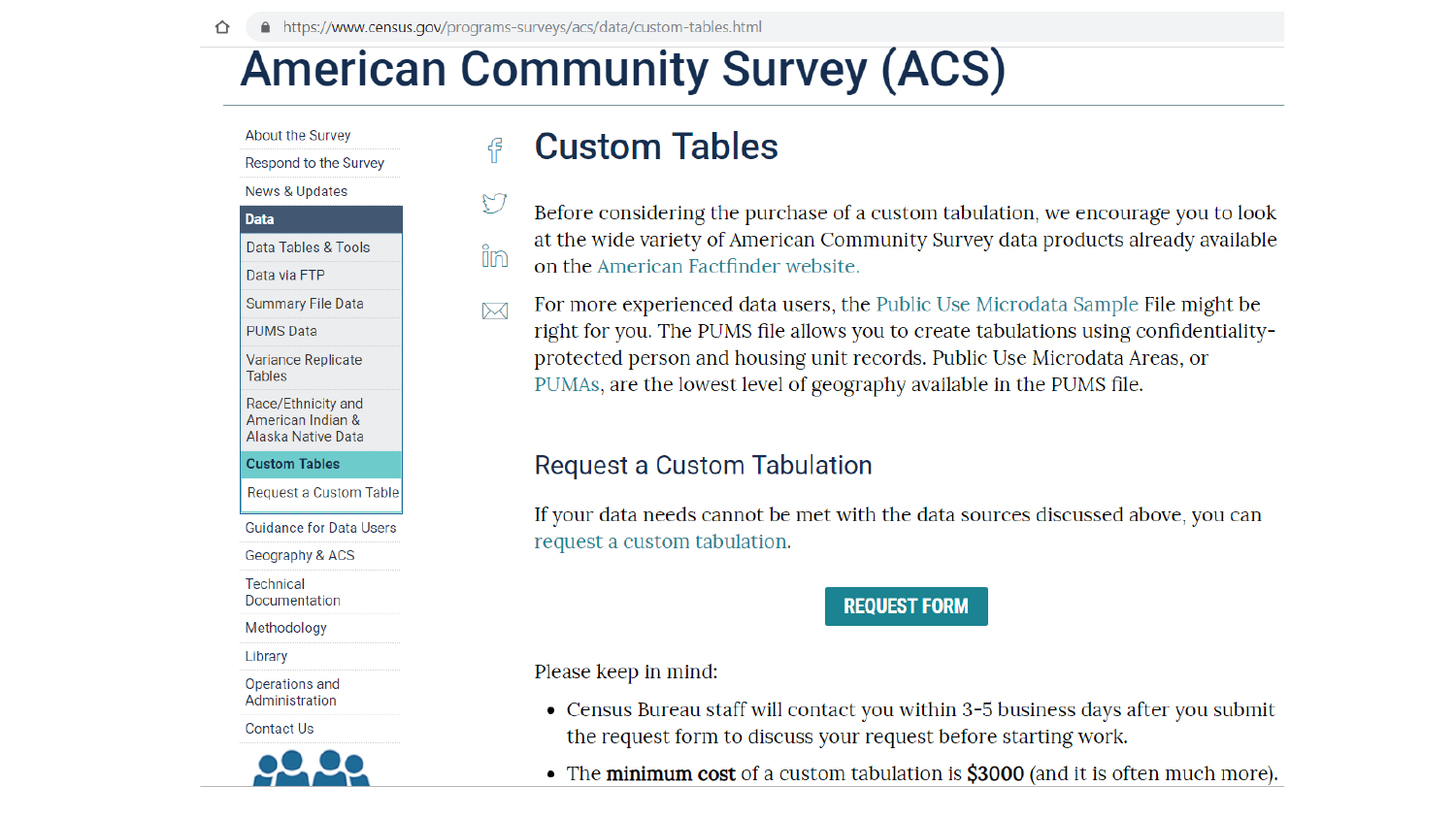https://www.census.gov/programs-surveys/acs/data/custom-tables.html

# American Community Survey (ACS)

- About the Survey
- Respond to the Survey
- News & Updates
- **Data**
  - Data Tables & Tools
  - Data via FTP
  - Summary File Data
  - PUMS Data
  - Variance Replicate Tables
  - Race/Ethnicity and American Indian & Alaska Native Data
  - **Custom Tables**
    - Request a Custom Table
- Guidance for Data Users
- Geography & ACS
- Technical Documentation
- Methodology
- Library
- Operations and Administration
- Contact Us

## Custom Tables

Before considering the purchase of a custom tabulation, we encourage you to look at the wide variety of American Community Survey data products already available on the American Factfinder website.

For more experienced data users, the Public Use Microdata Sample File might be right for you. The PUMS file allows you to create tabulations using confidentiality-protected person and housing unit records. Public Use Microdata Areas, or PUMAs, are the lowest level of geography available in the PUMS file.

### Request a Custom Tabulation

If your data needs cannot be met with the data sources discussed above, you can request a custom tabulation.

REQUEST FORM

Please keep in mind:

- Census Bureau staff will contact you within 3-5 business days after you submit the request form to discuss your request before starting work.
- The **minimum cost** of a custom tabulation is **$3000** (and it is often much more).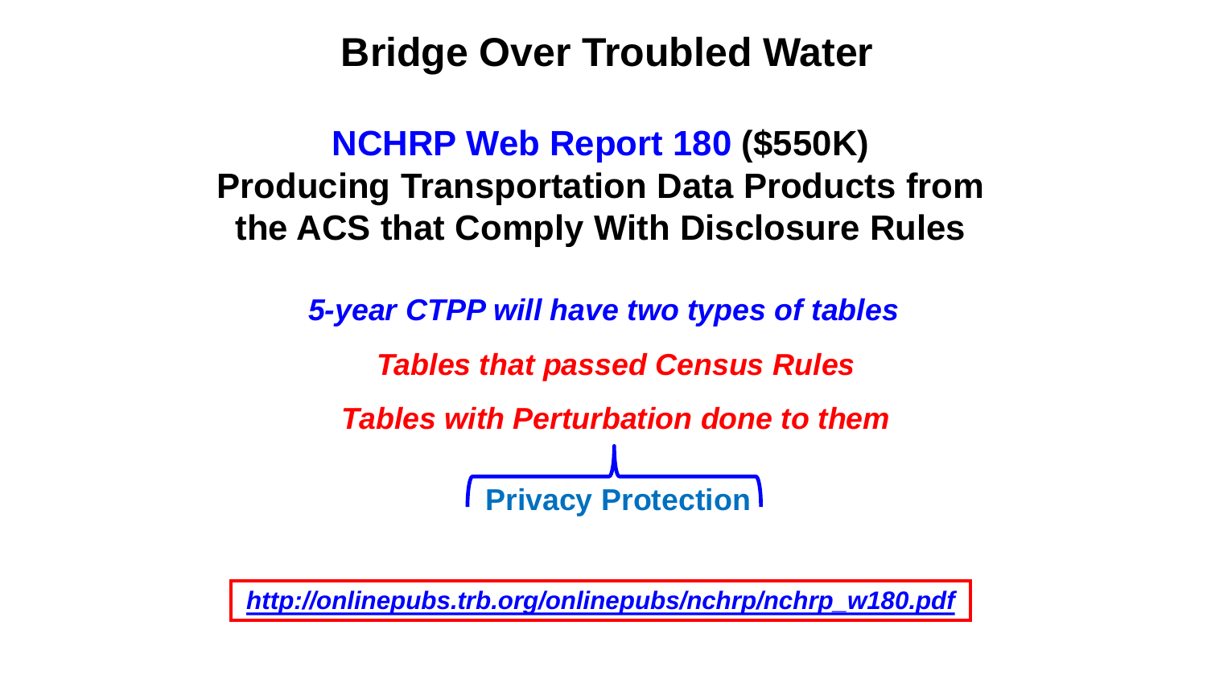# Bridge Over Troubled Water

## NCHRP Web Report 180 ($550K)
## Producing Transportation Data Products from the ACS that Comply With Disclosure Rules

***5-year CTPP will have two types of tables***

***Tables that passed Census Rules***

***Tables with Perturbation done to them***

**Privacy Protection**

***http://onlinepubs.trb.org/onlinepubs/nchrp/nchrp_w180.pdf***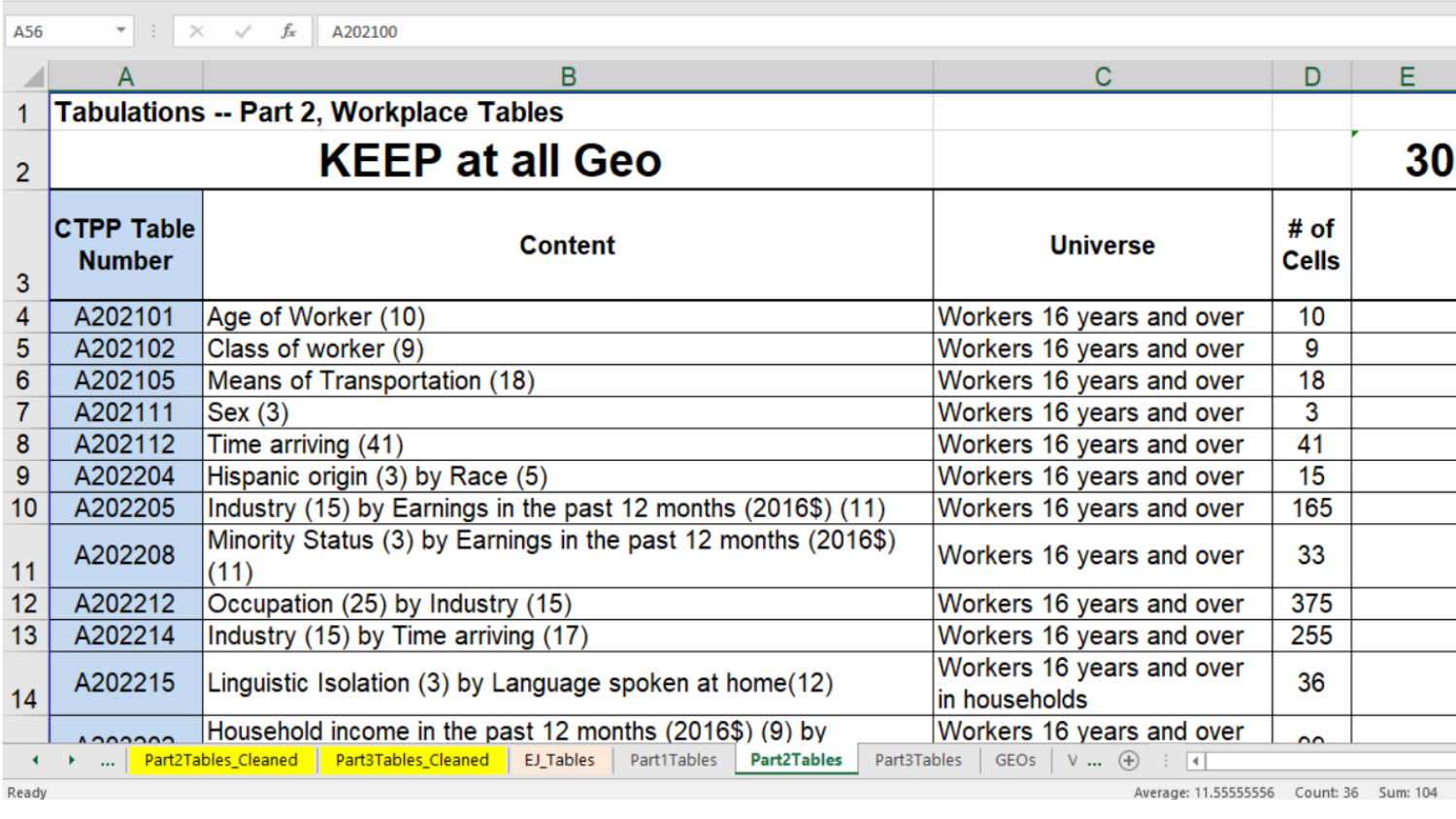**Tabulations -- Part 2, Workplace Tables**

# KEEP at all Geo

30

| CTPP Table Number | Content | Universe | # of Cells |
|---|---|---|---|
| A202101 | Age of Worker (10) | Workers 16 years and over | 10 |
| A202102 | Class of worker (9) | Workers 16 years and over | 9 |
| A202105 | Means of Transportation (18) | Workers 16 years and over | 18 |
| A202111 | Sex (3) | Workers 16 years and over | 3 |
| A202112 | Time arriving (41) | Workers 16 years and over | 41 |
| A202204 | Hispanic origin (3) by Race (5) | Workers 16 years and over | 15 |
| A202205 | Industry (15) by Earnings in the past 12 months (2016$) (11) | Workers 16 years and over | 165 |
| A202208 | Minority Status (3) by Earnings in the past 12 months (2016$) (11) | Workers 16 years and over | 33 |
| A202212 | Occupation (25) by Industry (15) | Workers 16 years and over | 375 |
| A202214 | Industry (15) by Time arriving (17) | Workers 16 years and over | 255 |
| A202215 | Linguistic Isolation (3) by Language spoken at home(12) | Workers 16 years and over in households | 36 |
| | Household income in the past 12 months (2016$) (9) by | Workers 16 years and over | |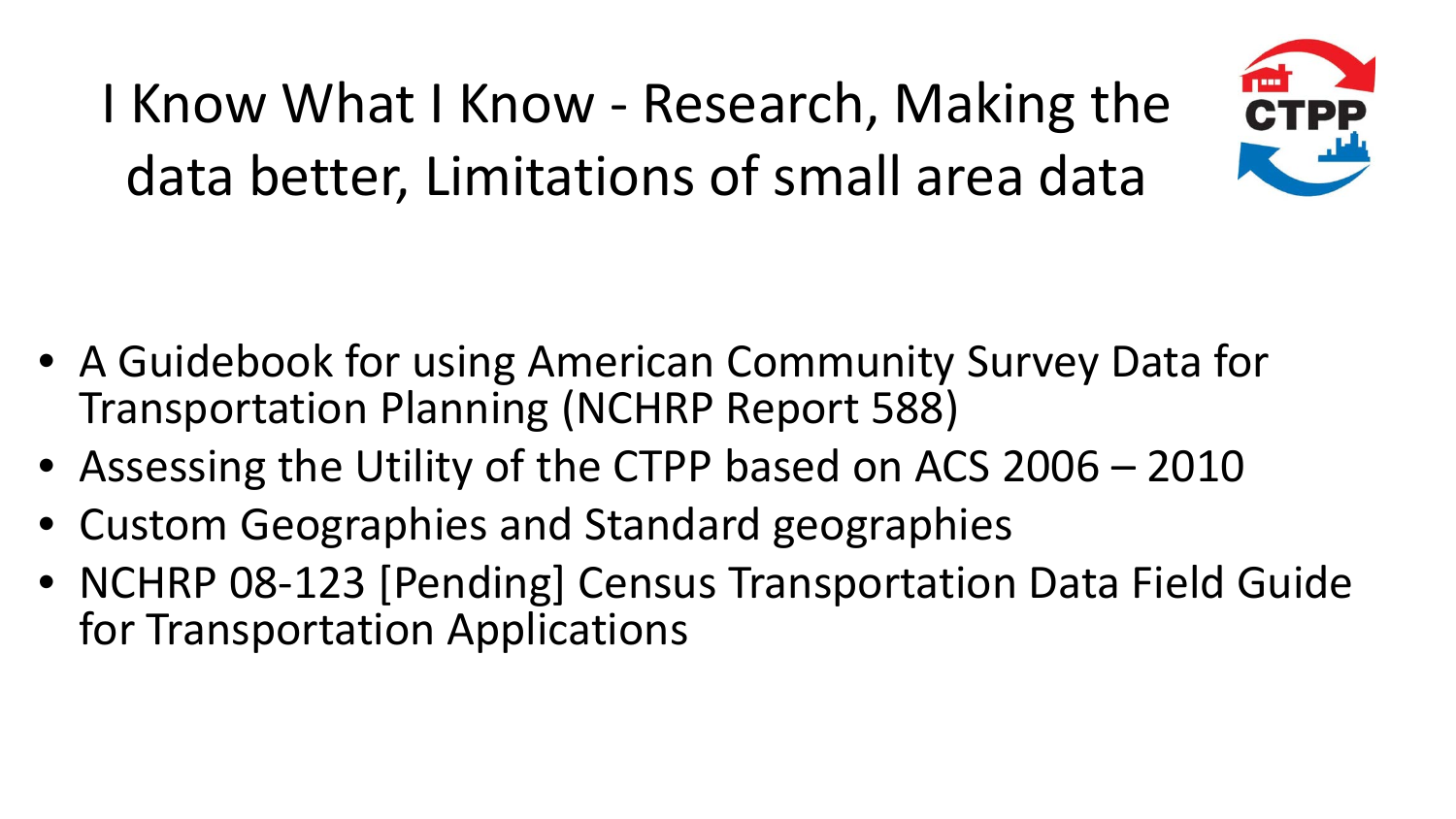# I Know What I Know - Research, Making the data better, Limitations of small area data

- A Guidebook for using American Community Survey Data for Transportation Planning (NCHRP Report 588)
- Assessing the Utility of the CTPP based on ACS 2006 – 2010
- Custom Geographies and Standard geographies
- NCHRP 08-123 [Pending] Census Transportation Data Field Guide for Transportation Applications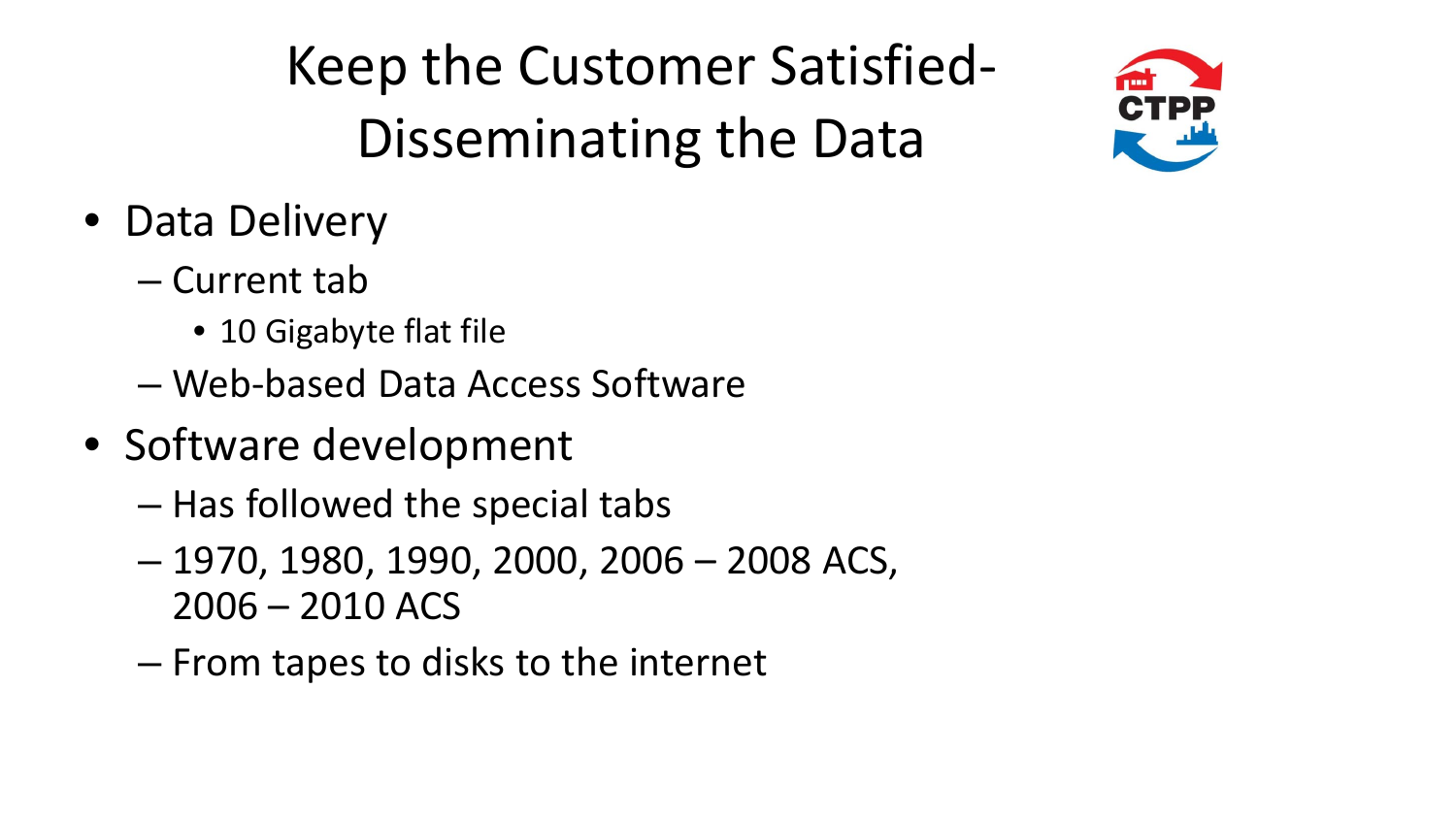# Keep the Customer Satisfied- Disseminating the Data

- Data Delivery
  - Current tab
    - 10 Gigabyte flat file
  - Web-based Data Access Software
- Software development
  - Has followed the special tabs
  - 1970, 1980, 1990, 2000, 2006 – 2008 ACS, 2006 – 2010 ACS
  - From tapes to disks to the internet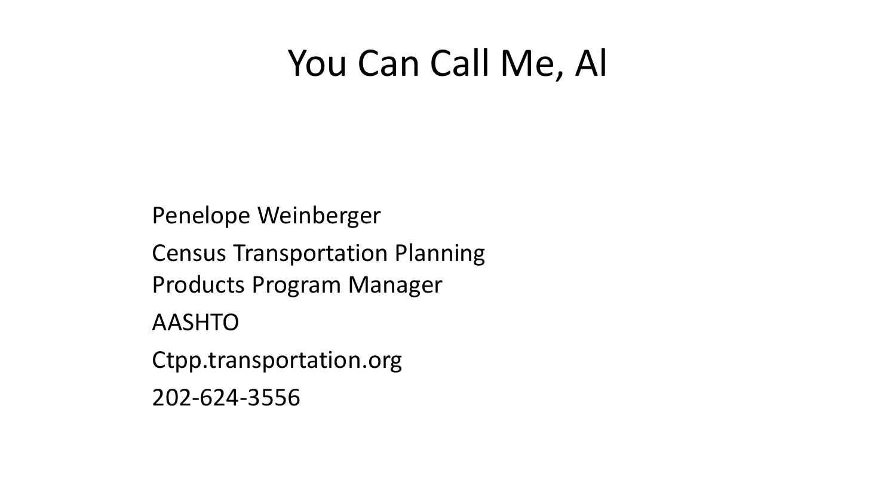# You Can Call Me, Al

Penelope Weinberger

Census Transportation Planning Products Program Manager

AASHTO

Ctpp.transportation.org

202-624-3556